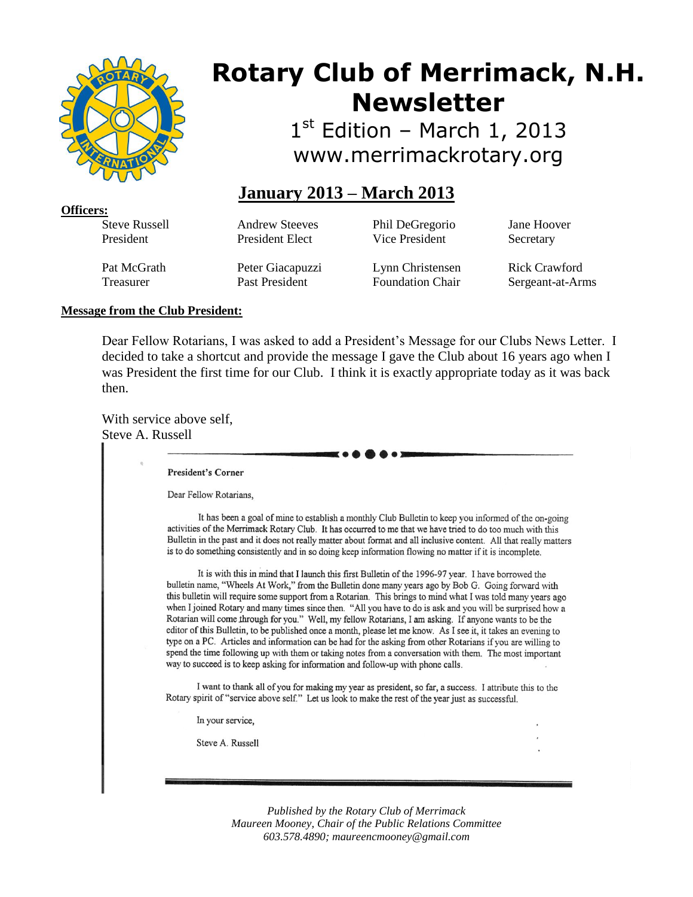# Rotary Club of Merrimack, N.H. Newsletter

1st Edition – March 1, 2013

www.merrimackrotary.org

## January 2013 – March 2013

**Officers:**

| | | | |
|---|---|---|---|
| Steve Russell<br>President | Andrew Steeves<br>President Elect | Phil DeGregorio<br>Vice President | Jane Hoover<br>Secretary |
| Pat McGrath<br>Treasurer | Peter Giacapuzzi<br>Past President | Lynn Christensen<br>Foundation Chair | Rick Crawford<br>Sergeant-at-Arms |

**Message from the Club President:**

Dear Fellow Rotarians, I was asked to add a President's Message for our Clubs News Letter. I decided to take a shortcut and provide the message I gave the Club about 16 years ago when I was President the first time for our Club. I think it is exactly appropriate today as it was back then.

With service above self,
Steve A. Russell

**President's Corner**

Dear Fellow Rotarians,

It has been a goal of mine to establish a monthly Club Bulletin to keep you informed of the on-going activities of the Merrimack Rotary Club. It has occurred to me that we have tried to do too much with this Bulletin in the past and it does not really matter about format and all inclusive content. All that really matters is to do something consistently and in so doing keep information flowing no matter if it is incomplete.

It is with this in mind that I launch this first Bulletin of the 1996-97 year. I have borrowed the bulletin name, "Wheels At Work," from the Bulletin done many years ago by Bob G. Going forward with this bulletin will require some support from a Rotarian. This brings to mind what I was told many years ago when I joined Rotary and many times since then. "All you have to do is ask and you will be surprised how a Rotarian will come through for you." Well, my fellow Rotarians, I am asking. If anyone wants to be the editor of this Bulletin, to be published once a month, please let me know. As I see it, it takes an evening to type on a PC. Articles and information can be had for the asking from other Rotarians if you are willing to spend the time following up with them or taking notes from a conversation with them. The most important way to succeed is to keep asking for information and follow-up with phone calls.

I want to thank all of you for making my year as president, so far, a success. I attribute this to the Rotary spirit of "service above self." Let us look to make the rest of the year just as successful.

In your service,

Steve A. Russell

*Published by the Rotary Club of Merrimack*
*Maureen Mooney, Chair of the Public Relations Committee*
*603.578.4890; maureencmooney@gmail.com*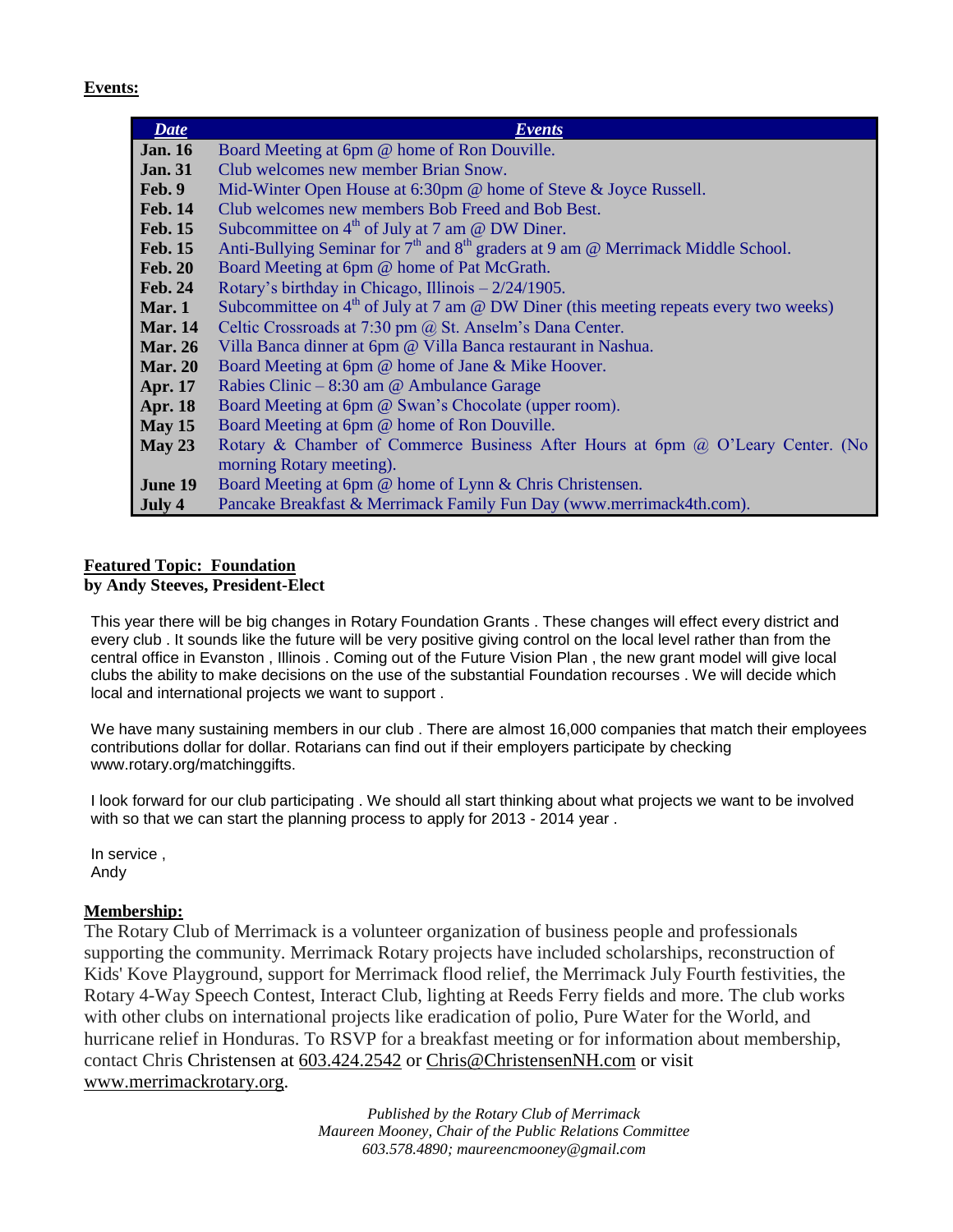**Events:**

| *Date* | *Events* |
|---|---|
| **Jan. 16** | Board Meeting at 6pm @ home of Ron Douville. |
| **Jan. 31** | Club welcomes new member Brian Snow. |
| **Feb. 9** | Mid-Winter Open House at 6:30pm @ home of Steve & Joyce Russell. |
| **Feb. 14** | Club welcomes new members Bob Freed and Bob Best. |
| **Feb. 15** | Subcommittee on 4th of July at 7 am @ DW Diner. |
| **Feb. 15** | Anti-Bullying Seminar for 7th and 8th graders at 9 am @ Merrimack Middle School. |
| **Feb. 20** | Board Meeting at 6pm @ home of Pat McGrath. |
| **Feb. 24** | Rotary's birthday in Chicago, Illinois – 2/24/1905. |
| **Mar. 1** | Subcommittee on 4th of July at 7 am @ DW Diner (this meeting repeats every two weeks) |
| **Mar. 14** | Celtic Crossroads at 7:30 pm @ St. Anselm's Dana Center. |
| **Mar. 26** | Villa Banca dinner at 6pm @ Villa Banca restaurant in Nashua. |
| **Mar. 20** | Board Meeting at 6pm @ home of Jane & Mike Hoover. |
| **Apr. 17** | Rabies Clinic – 8:30 am @ Ambulance Garage |
| **Apr. 18** | Board Meeting at 6pm @ Swan's Chocolate (upper room). |
| **May 15** | Board Meeting at 6pm @ home of Ron Douville. |
| **May 23** | Rotary & Chamber of Commerce Business After Hours at 6pm @ O'Leary Center. (No morning Rotary meeting). |
| **June 19** | Board Meeting at 6pm @ home of Lynn & Chris Christensen. |
| **July 4** | Pancake Breakfast & Merrimack Family Fun Day (www.merrimack4th.com). |

**Featured Topic: Foundation**
**by Andy Steeves, President-Elect**

This year there will be big changes in Rotary Foundation Grants . These changes will effect every district and every club . It sounds like the future will be very positive giving control on the local level rather than from the central office in Evanston , Illinois . Coming out of the Future Vision Plan , the new grant model will give local clubs the ability to make decisions on the use of the substantial Foundation recourses . We will decide which local and international projects we want to support .

We have many sustaining members in our club . There are almost 16,000 companies that match their employees contributions dollar for dollar. Rotarians can find out if their employers participate by checking www.rotary.org/matchinggifts.

I look forward for our club participating . We should all start thinking about what projects we want to be involved with so that we can start the planning process to apply for 2013 - 2014 year .

In service ,
Andy

**Membership:**

The Rotary Club of Merrimack is a volunteer organization of business people and professionals supporting the community. Merrimack Rotary projects have included scholarships, reconstruction of Kids' Kove Playground, support for Merrimack flood relief, the Merrimack July Fourth festivities, the Rotary 4-Way Speech Contest, Interact Club, lighting at Reeds Ferry fields and more. The club works with other clubs on international projects like eradication of polio, Pure Water for the World, and hurricane relief in Honduras. To RSVP for a breakfast meeting or for information about membership, contact Chris Christensen at 603.424.2542 or Chris@ChristensenNH.com or visit www.merrimackrotary.org.

*Published by the Rotary Club of Merrimack*
*Maureen Mooney, Chair of the Public Relations Committee*
*603.578.4890; maureencmooney@gmail.com*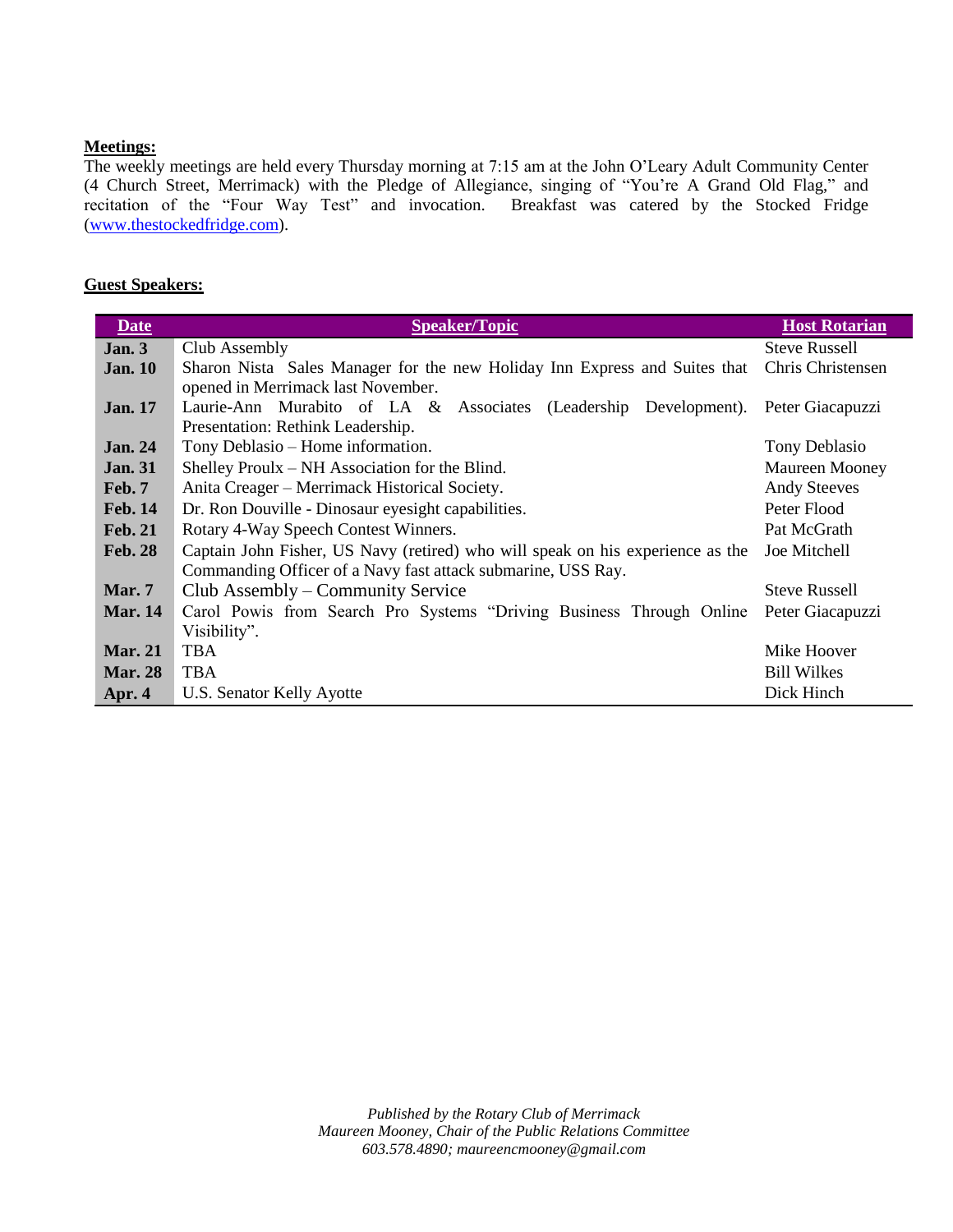**Meetings:**

The weekly meetings are held every Thursday morning at 7:15 am at the John O'Leary Adult Community Center (4 Church Street, Merrimack) with the Pledge of Allegiance, singing of "You're A Grand Old Flag," and recitation of the "Four Way Test" and invocation. Breakfast was catered by the Stocked Fridge (www.thestockedfridge.com).

**Guest Speakers:**

| Date | Speaker/Topic | Host Rotarian |
|---|---|---|
| **Jan. 3** | Club Assembly | Steve Russell |
| **Jan. 10** | Sharon Nista Sales Manager for the new Holiday Inn Express and Suites that opened in Merrimack last November. | Chris Christensen |
| **Jan. 17** | Laurie-Ann Murabito of LA & Associates (Leadership Development). Presentation: Rethink Leadership. | Peter Giacapuzzi |
| **Jan. 24** | Tony Deblasio – Home information. | Tony Deblasio |
| **Jan. 31** | Shelley Proulx – NH Association for the Blind. | Maureen Mooney |
| **Feb. 7** | Anita Creager – Merrimack Historical Society. | Andy Steeves |
| **Feb. 14** | Dr. Ron Douville - Dinosaur eyesight capabilities. | Peter Flood |
| **Feb. 21** | Rotary 4-Way Speech Contest Winners. | Pat McGrath |
| **Feb. 28** | Captain John Fisher, US Navy (retired) who will speak on his experience as the Commanding Officer of a Navy fast attack submarine, USS Ray. | Joe Mitchell |
| **Mar. 7** | Club Assembly – Community Service | Steve Russell |
| **Mar. 14** | Carol Powis from Search Pro Systems "Driving Business Through Online Visibility". | Peter Giacapuzzi |
| **Mar. 21** | TBA | Mike Hoover |
| **Mar. 28** | TBA | Bill Wilkes |
| **Apr. 4** | U.S. Senator Kelly Ayotte | Dick Hinch |

*Published by the Rotary Club of Merrimack*
*Maureen Mooney, Chair of the Public Relations Committee*
*603.578.4890; maureencmooney@gmail.com*